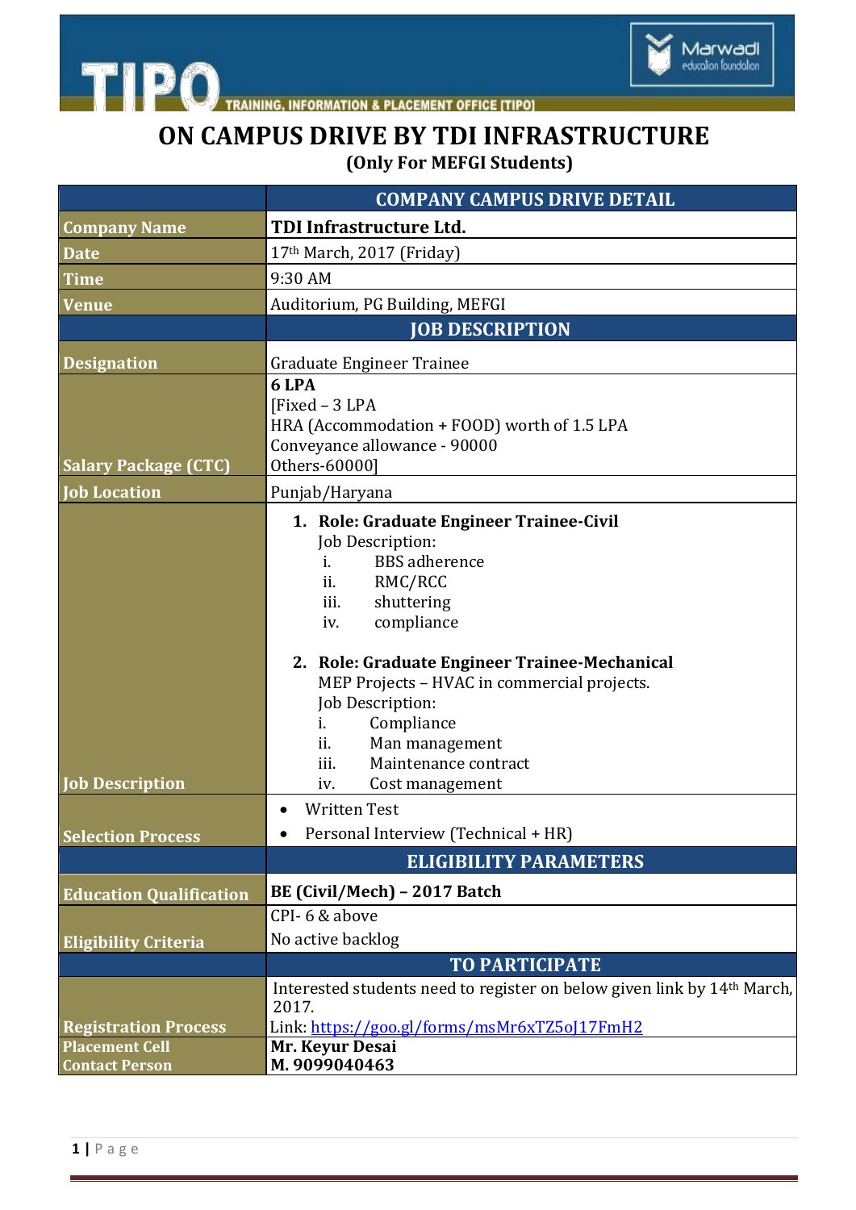# ON CAMPUS DRIVE BY TDI INFRASTRUCTURE

**(Only For MEFGI Students)**

| | |
|---|---|
| | **COMPANY CAMPUS DRIVE DETAIL** |
| **Company Name** | **TDI Infrastructure Ltd.** |
| **Date** | 17th March, 2017 (Friday) |
| **Time** | 9:30 AM |
| **Venue** | Auditorium, PG Building, MEFGI |
| | **JOB DESCRIPTION** |
| **Designation** | Graduate Engineer Trainee |
| **Salary Package (CTC)** | **6 LPA**<br>[Fixed – 3 LPA<br>HRA (Accommodation + FOOD) worth of 1.5 LPA<br>Conveyance allowance - 90000<br>Others-60000] |
| **Job Location** | Punjab/Haryana |
| **Job Description** | 1. **Role: Graduate Engineer Trainee-Civil**<br>Job Description:<br>i. BBS adherence<br>ii. RMC/RCC<br>iii. shuttering<br>iv. compliance<br><br>2. **Role: Graduate Engineer Trainee-Mechanical**<br>MEP Projects – HVAC in commercial projects.<br>Job Description:<br>i. Compliance<br>ii. Man management<br>iii. Maintenance contract<br>iv. Cost management |
| **Selection Process** | • Written Test<br>• Personal Interview (Technical + HR) |
| | **ELIGIBILITY PARAMETERS** |
| **Education Qualification** | **BE (Civil/Mech) – 2017 Batch** |
| **Eligibility Criteria** | CPI- 6 & above<br>No active backlog |
| | **TO PARTICIPATE** |
| **Registration Process** | Interested students need to register on below given link by 14th March, 2017.<br>Link: https://goo.gl/forms/msMr6xTZ5oJ17FmH2 |
| **Placement Cell Contact Person** | **Mr. Keyur Desai**<br>**M. 9099040463** |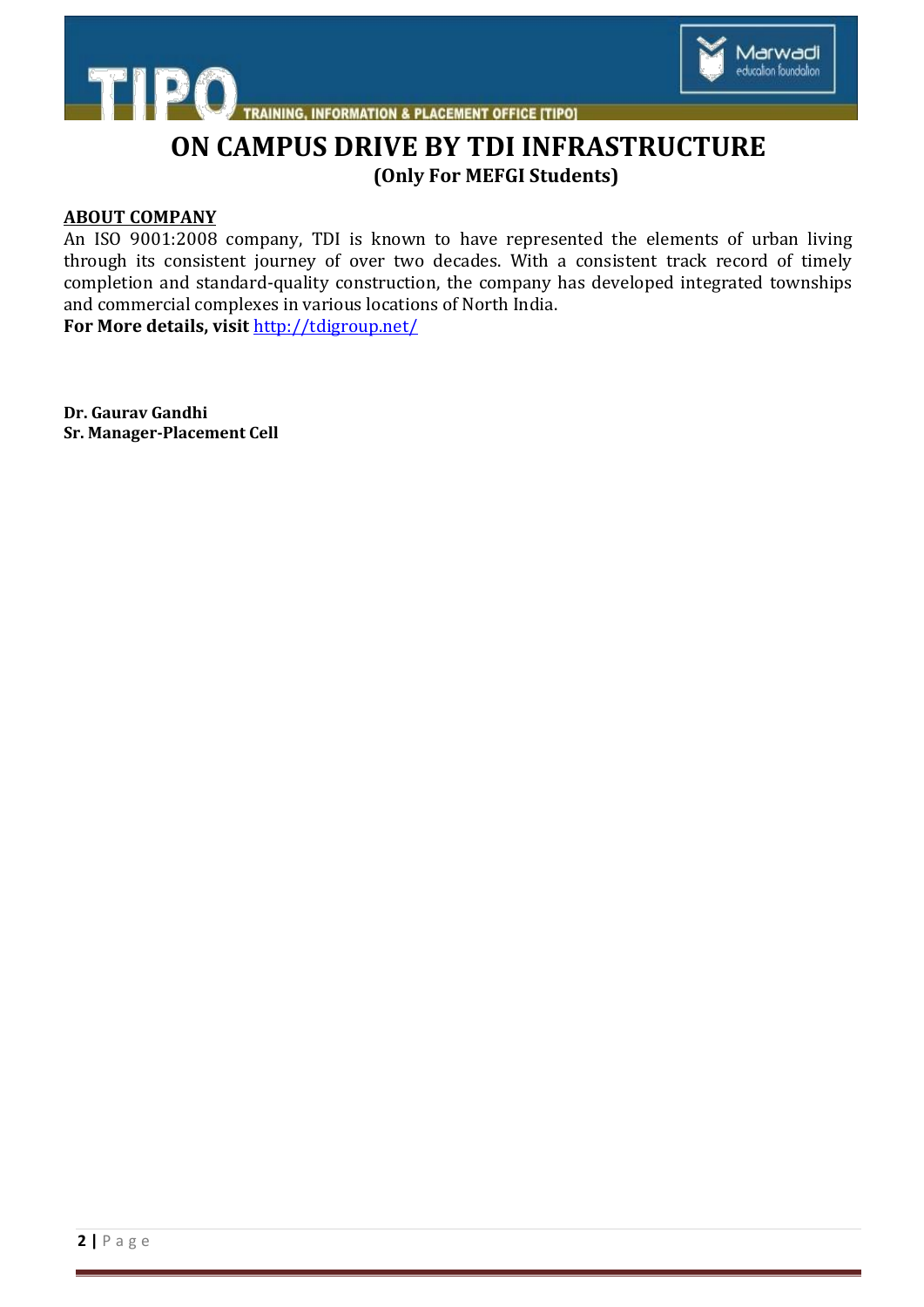# ON CAMPUS DRIVE BY TDI INFRASTRUCTURE

**(Only For MEFGI Students)**

**ABOUT COMPANY**

An ISO 9001:2008 company, TDI is known to have represented the elements of urban living through its consistent journey of over two decades. With a consistent track record of timely completion and standard-quality construction, the company has developed integrated townships and commercial complexes in various locations of North India.

**For More details, visit** http://tdigroup.net/

**Dr. Gaurav Gandhi**
**Sr. Manager-Placement Cell**